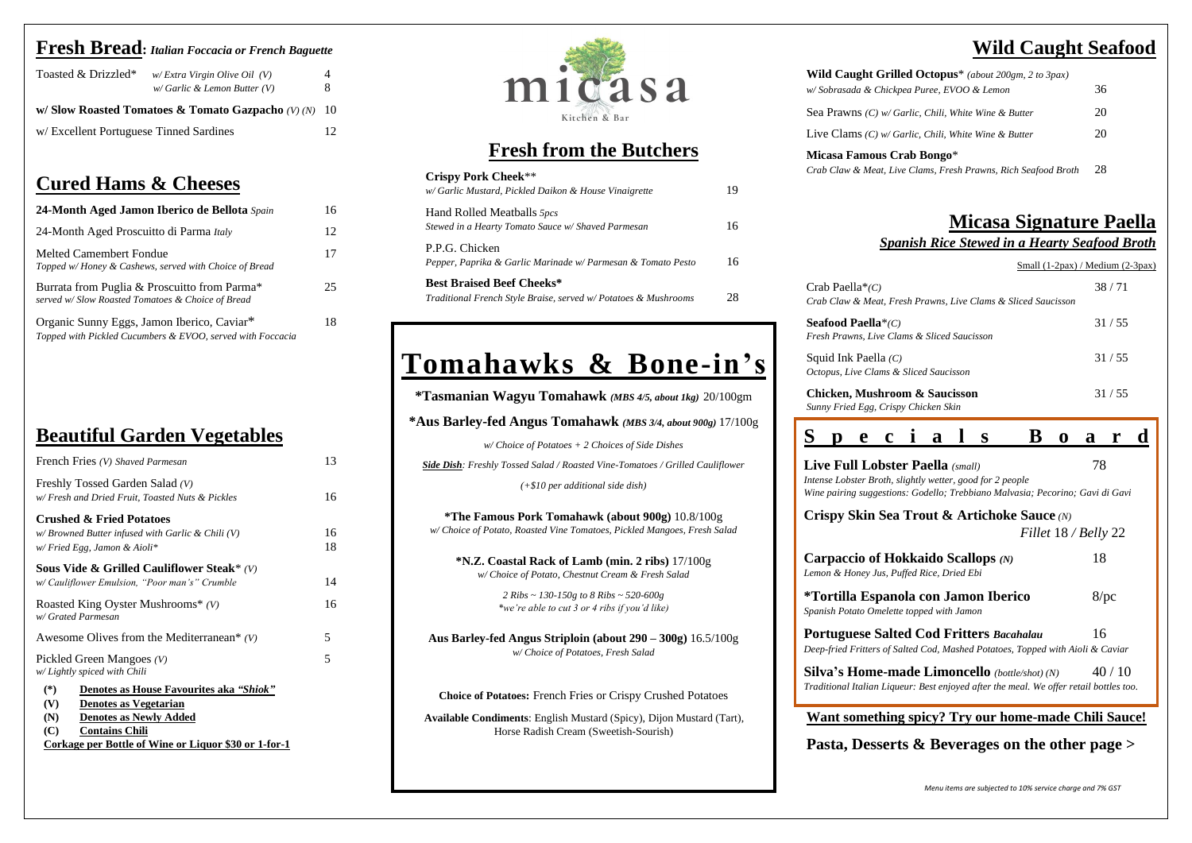# micasa

Kitchen & Bar

## Fresh Bread: *Italian Foccacia or French Baguette*

| | | |
|---|---|---|
| Toasted & Drizzled* | *w/ Extra Virgin Olive Oil (V)* | 4 |
| | *w/ Garlic & Lemon Butter (V)* | 8 |
| **w/ Slow Roasted Tomatoes & Tomato Gazpacho** *(V) (N)* | | 10 |
| w/ Excellent Portuguese Tinned Sardines | | 12 |

## Cured Hams & Cheeses

| | |
|---|---|
| **24-Month Aged Jamon Iberico de Bellota** *Spain* | 16 |
| 24-Month Aged Proscuitto di Parma *Italy* | 12 |
| Melted Camembert Fondue<br>*Topped w/ Honey & Cashews, served with Choice of Bread* | 17 |
| Burrata from Puglia & Proscuitto from Parma*<br>*served w/ Slow Roasted Tomatoes & Choice of Bread* | 25 |
| Organic Sunny Eggs, Jamon Iberico, Caviar*<br>*Topped with Pickled Cucumbers & EVOO, served with Foccacia* | 18 |

## Beautiful Garden Vegetables

| | |
|---|---|
| French Fries *(V) Shaved Parmesan* | 13 |
| Freshly Tossed Garden Salad *(V)*<br>*w/ Fresh and Dried Fruit, Toasted Nuts & Pickles* | 16 |
| **Crushed & Fried Potatoes** | |
| *w/ Browned Butter infused with Garlic & Chili (V)* | 16 |
| *w/ Fried Egg, Jamon & Aioli** | 18 |
| **Sous Vide & Grilled Cauliflower Steak*** *(V)*<br>*w/ Cauliflower Emulsion, "Poor man's" Crumble* | 14 |
| Roasted King Oyster Mushrooms* *(V)*<br>*w/ Grated Parmesan* | 16 |
| Awesome Olives from the Mediterranean* *(V)* | 5 |
| Pickled Green Mangoes *(V)*<br>*w/ Lightly spiced with Chili* | 5 |

- **(*) Denotes as House Favourites aka *"Shiok"***
- **(V) Denotes as Vegetarian**
- **(N) Denotes as Newly Added**
- **(C) Contains Chili**

**Corkage per Bottle of Wine or Liquor $30 or 1-for-1**

## Fresh from the Butchers

| | |
|---|---|
| **Crispy Pork Cheek****<br>*w/ Garlic Mustard, Pickled Daikon & House Vinaigrette* | 19 |
| Hand Rolled Meatballs *5pcs*<br>*Stewed in a Hearty Tomato Sauce w/ Shaved Parmesan* | 16 |
| P.P.G. Chicken<br>*Pepper, Paprika & Garlic Marinade w/ Parmesan & Tomato Pesto* | 16 |
| **Best Braised Beef Cheeks***<br>*Traditional French Style Braise, served w/ Potatoes & Mushrooms* | 28 |

## Tomahawks & Bone-in's

**\*Tasmanian Wagyu Tomahawk** *(MBS 4/5, about 1kg)* 20/100gm

**\*Aus Barley-fed Angus Tomahawk** *(MBS 3/4, about 900g)* 17/100g

*w/ Choice of Potatoes + 2 Choices of Side Dishes*

***Side Dish**: Freshly Tossed Salad / Roasted Vine-Tomatoes / Grilled Cauliflower*

*(+$10 per additional side dish)*

**\*The Famous Pork Tomahawk (about 900g)** 10.8/100g
*w/ Choice of Potato, Roasted Vine Tomatoes, Pickled Mangoes, Fresh Salad*

**\*N.Z. Coastal Rack of Lamb (min. 2 ribs)** 17/100g
*w/ Choice of Potato, Chestnut Cream & Fresh Salad*

*2 Ribs ~ 130-150g to 8 Ribs ~ 520-600g*
*\*we're able to cut 3 or 4 ribs if you'd like)*

**Aus Barley-fed Angus Striploin (about 290 – 300g)** 16.5/100g
*w/ Choice of Potatoes, Fresh Salad*

**Choice of Potatoes:** French Fries or Crispy Crushed Potatoes

**Available Condiments**: English Mustard (Spicy), Dijon Mustard (Tart), Horse Radish Cream (Sweetish-Sourish)

## Wild Caught Seafood

| | |
|---|---|
| **Wild Caught Grilled Octopus*** *(about 200gm, 2 to 3pax)*<br>*w/ Sobrasada & Chickpea Puree, EVOO & Lemon* | 36 |
| Sea Prawns *(C) w/ Garlic, Chili, White Wine & Butter* | 20 |
| Live Clams *(C) w/ Garlic, Chili, White Wine & Butter* | 20 |
| **Micasa Famous Crab Bongo***<br>*Crab Claw & Meat, Live Clams, Fresh Prawns, Rich Seafood Broth* | 28 |

## Micasa Signature Paella

***Spanish Rice Stewed in a Hearty Seafood Broth***

| | Small (1-2pax) / Medium (2-3pax) |
|---|---|
| Crab Paella**(C)*<br>*Crab Claw & Meat, Fresh Prawns, Live Clams & Sliced Saucisson* | 38 / 71 |
| **Seafood Paella***(C)*<br>*Fresh Prawns, Live Clams & Sliced Saucisson* | 31 / 55 |
| Squid Ink Paella *(C)*<br>*Octopus, Live Clams & Sliced Saucisson* | 31 / 55 |
| **Chicken, Mushroom & Saucisson**<br>*Sunny Fried Egg, Crispy Chicken Skin* | 31 / 55 |

## Specials Board

| | |
|---|---|
| **Live Full Lobster Paella** *(small)*<br>*Intense Lobster Broth, slightly wetter, good for 2 people*<br>*Wine pairing suggestions: Godello; Trebbiano Malvasia; Pecorino; Gavi di Gavi* | 78 |
| **Crispy Skin Sea Trout & Artichoke Sauce** *(N)* | *Fillet* 18 / *Belly* 22 |
| **Carpaccio of Hokkaido Scallops** *(N)*<br>*Lemon & Honey Jus, Puffed Rice, Dried Ebi* | 18 |
| **\*Tortilla Espanola con Jamon Iberico**<br>*Spanish Potato Omelette topped with Jamon* | 8/pc |
| **Portuguese Salted Cod Fritters** ***Bacahalau***<br>*Deep-fried Fritters of Salted Cod, Mashed Potatoes, Topped with Aioli & Caviar* | 16 |
| **Silva's Home-made Limoncello** *(bottle/shot) (N)*<br>*Traditional Italian Liqueur: Best enjoyed after the meal. We offer retail bottles too.* | 40 / 10 |

**Want something spicy? Try our home-made Chili Sauce!**

**Pasta, Desserts & Beverages on the other page >**

*Menu items are subjected to 10% service charge and 7% GST*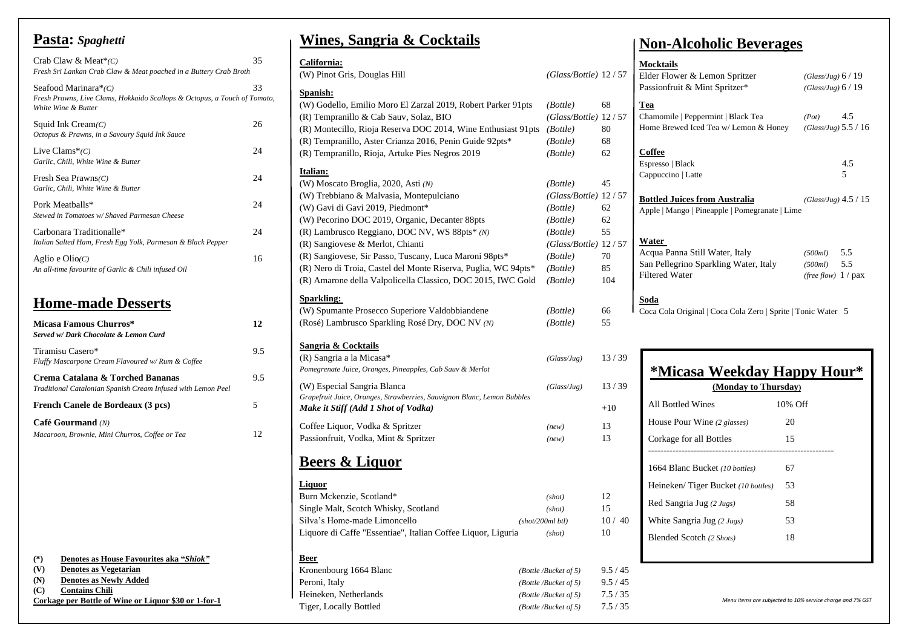## Pasta: *Spaghetti*

| | |
|---|---|
| Crab Claw & Meat*(C)<br>*Fresh Sri Lankan Crab Claw & Meat poached in a Buttery Crab Broth* | 35 |
| Seafood Marinara*(C)<br>*Fresh Prawns, Live Clams, Hokkaido Scallops & Octopus, a Touch of Tomato, White Wine & Butter* | 33 |
| Squid Ink Cream(C)<br>*Octopus & Prawns, in a Savoury Squid Ink Sauce* | 26 |
| Live Clams*(C)<br>*Garlic, Chili, White Wine & Butter* | 24 |
| Fresh Sea Prawns(C)<br>*Garlic, Chili, White Wine & Butter* | 24 |
| Pork Meatballs*<br>*Stewed in Tomatoes w/ Shaved Parmesan Cheese* | 24 |
| Carbonara Traditionalle*<br>*Italian Salted Ham, Fresh Egg Yolk, Parmesan & Black Pepper* | 24 |
| Aglio e Olio(C)<br>*An all-time favourite of Garlic & Chili infused Oil* | 16 |

## Home-made Desserts

| | |
|---|---|
| **Micasa Famous Churros***<br>***Served w/ Dark Chocolate & Lemon Curd*** | **12** |
| Tiramisu Casero*<br>*Fluffy Mascarpone Cream Flavoured w/ Rum & Coffee* | 9.5 |
| **Crema Catalana & Torched Bananas**<br>*Traditional Catalonian Spanish Cream Infused with Lemon Peel* | 9.5 |
| **French Canele de Bordeaux (3 pcs)** | 5 |
| **Café Gourmand** *(N)*<br>*Macaroon, Brownie, Mini Churros, Coffee or Tea* | 12 |

**(\*) Denotes as House Favourites aka "*Shiok*"**
**(V) Denotes as Vegetarian**
**(N) Denotes as Newly Added**
**(C) Contains Chili**
**Corkage per Bottle of Wine or Liquor $30 or 1-for-1**

## Wines, Sangria & Cocktails

**California:**

| | | |
|---|---|---|
| (W) Pinot Gris, Douglas Hill | *(Glass/Bottle)* | 12 / 57 |

**Spanish:**

| | | |
|---|---|---|
| (W) Godello, Emilio Moro El Zarzal 2019, Robert Parker 91pts | *(Bottle)* | 68 |
| (R) Tempranillo & Cab Sauv, Solaz, BIO | *(Glass/Bottle)* | 12 / 57 |
| (R) Montecillo, Rioja Reserva DOC 2014, Wine Enthusiast 91pts | *(Bottle)* | 80 |
| (R) Tempranillo, Aster Crianza 2016, Penin Guide 92pts* | *(Bottle)* | 68 |
| (R) Tempranillo, Rioja, Artuke Pies Negros 2019 | *(Bottle)* | 62 |

**Italian:**

| | | |
|---|---|---|
| (W) Moscato Broglia, 2020, Asti *(N)* | *(Bottle)* | 45 |
| (W) Trebbiano & Malvasia, Montepulciano | *(Glass/Bottle)* | 12 / 57 |
| (W) Gavi di Gavi 2019, Piedmont* | *(Bottle)* | 62 |
| (W) Pecorino DOC 2019, Organic, Decanter 88pts | *(Bottle)* | 62 |
| (R) Lambrusco Reggiano, DOC NV, WS 88pts* *(N)* | *(Bottle)* | 55 |
| (R) Sangiovese & Merlot, Chianti | *(Glass/Bottle)* | 12 / 57 |
| (R) Sangiovese, Sir Passo, Tuscany, Luca Maroni 98pts* | *(Bottle)* | 70 |
| (R) Nero di Troia, Castel del Monte Riserva, Puglia, WC 94pts* | *(Bottle)* | 85 |
| (R) Amarone della Valpolicella Classico, DOC 2015, IWC Gold | *(Bottle)* | 104 |

**Sparkling:**

| | | |
|---|---|---|
| (W) Spumante Prosecco Superiore Valdobbiandene | *(Bottle)* | 66 |
| (Rosé) Lambrusco Sparkling Rosé Dry, DOC NV *(N)* | *(Bottle)* | 55 |

**Sangria & Cocktails**

| | | |
|---|---|---|
| (R) Sangria a la Micasa*<br>*Pomegrenate Juice, Oranges, Pineapples, Cab Sauv & Merlot* | *(Glass/Jug)* | 13 / 39 |
| (W) Especial Sangria Blanca<br>*Grapefruit Juice, Oranges, Strawberries, Sauvignon Blanc, Lemon Bubbles* | *(Glass/Jug)* | 13 / 39 |
| ***Make it Stiff (Add 1 Shot of Vodka)*** | | +10 |
| Coffee Liquor, Vodka & Spritzer | *(new)* | 13 |
| Passionfruit, Vodka, Mint & Spritzer | *(new)* | 13 |

## Beers & Liquor

**Liquor**

| | | |
|---|---|---|
| Burn Mckenzie, Scotland* | *(shot)* | 12 |
| Single Malt, Scotch Whisky, Scotland | *(shot)* | 15 |
| Silva's Home-made Limoncello | *(shot/200ml btl)* | 10 / 40 |
| Liquore di Caffe "Essentiae", Italian Coffee Liquor, Liguria | *(shot)* | 10 |

**Beer**

| | | |
|---|---|---|
| Kronenbourg 1664 Blanc | *(Bottle /Bucket of 5)* | 9.5 / 45 |
| Peroni, Italy | *(Bottle /Bucket of 5)* | 9.5 / 45 |
| Heineken, Netherlands | *(Bottle /Bucket of 5)* | 7.5 / 35 |
| Tiger, Locally Bottled | *(Bottle /Bucket of 5)* | 7.5 / 35 |

## Non-Alcoholic Beverages

**Mocktails**

| | | |
|---|---|---|
| Elder Flower & Lemon Spritzer | *(Glass/Jug)* | 6 / 19 |
| Passionfruit & Mint Spritzer* | *(Glass/Jug)* | 6 / 19 |

**Tea**

| | | |
|---|---|---|
| Chamomile \| Peppermint \| Black Tea | *(Pot)* | 4.5 |
| Home Brewed Iced Tea w/ Lemon & Honey | *(Glass/Jug)* | 5.5 / 16 |

**Coffee**

| | | |
|---|---|---|
| Espresso \| Black | | 4.5 |
| Cappuccino \| Latte | | 5 |

**Bottled Juices from Australia** *(Glass/Jug)* 4.5 / 15
Apple | Mango | Pineapple | Pomegranate | Lime

**Water**

| | | |
|---|---|---|
| Acqua Panna Still Water, Italy | *(500ml)* | 5.5 |
| San Pellegrino Sparkling Water, Italy | *(500ml)* | 5.5 |
| Filtered Water | *(free flow)* | 1 / pax |

**Soda**
Coca Cola Original | Coca Cola Zero | Sprite | Tonic Water 5

## *Micasa Weekday Happy Hour*

**(Monday to Thursday)**

| | |
|---|---|
| All Bottled Wines | 10% Off |
| House Pour Wine *(2 glasses)* | 20 |
| Corkage for all Bottles | 15 |
| 1664 Blanc Bucket *(10 bottles)* | 67 |
| Heineken/ Tiger Bucket *(10 bottles)* | 53 |
| Red Sangria Jug *(2 Jugs)* | 58 |
| White Sangria Jug *(2 Jugs)* | 53 |
| Blended Scotch *(2 Shots)* | 18 |

*Menu items are subjected to 10% service charge and 7% GST*